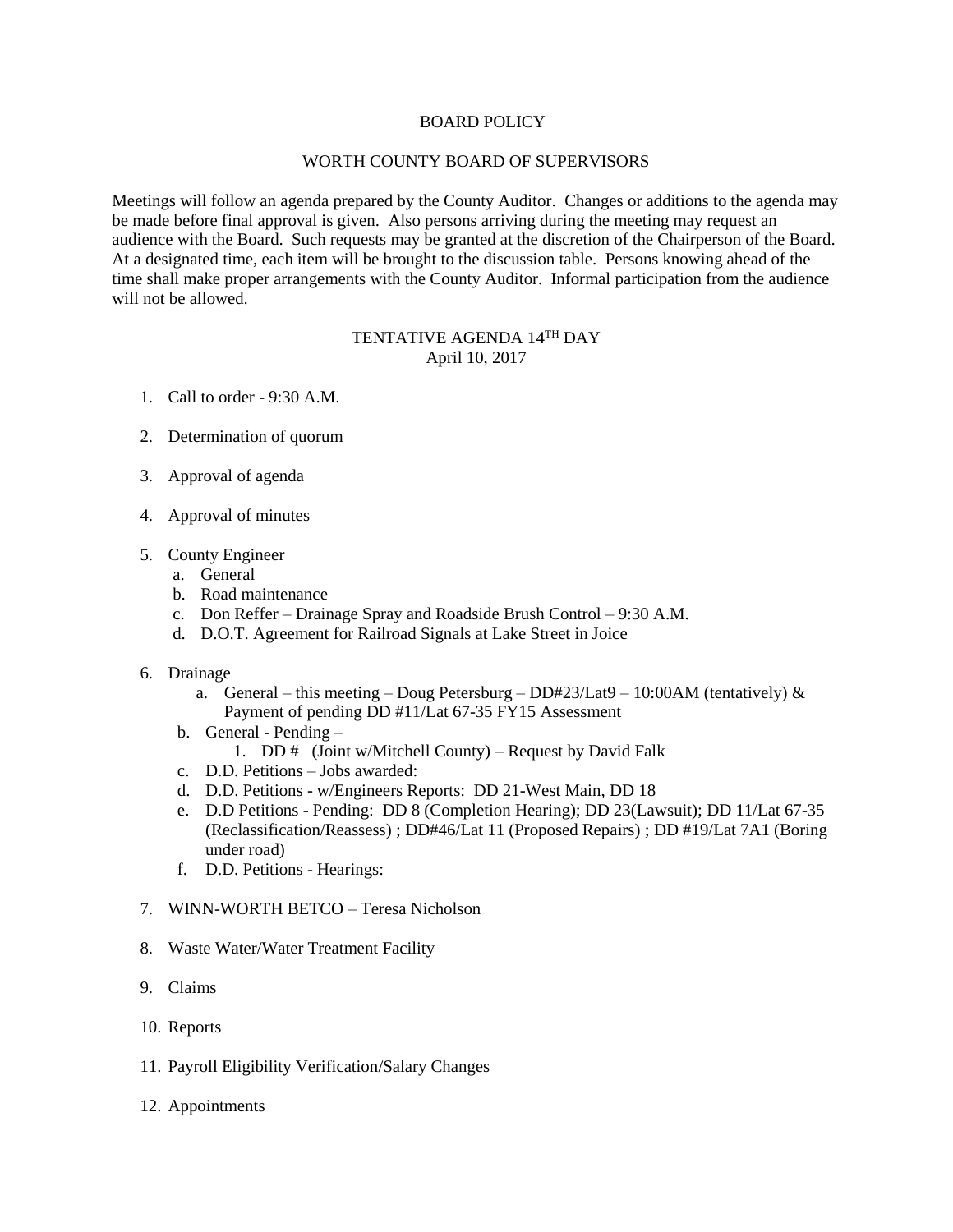BOARD POLICY

WORTH COUNTY BOARD OF SUPERVISORS

Meetings will follow an agenda prepared by the County Auditor. Changes or additions to the agenda may be made before final approval is given. Also persons arriving during the meeting may request an audience with the Board. Such requests may be granted at the discretion of the Chairperson of the Board. At a designated time, each item will be brought to the discussion table. Persons knowing ahead of the time shall make proper arrangements with the County Auditor. Informal participation from the audience will not be allowed.

TENTATIVE AGENDA 14TH DAY
April 10, 2017

1. Call to order - 9:30 A.M.

2. Determination of quorum

3. Approval of agenda

4. Approval of minutes

5. County Engineer
   a. General
   b. Road maintenance
   c. Don Reffer – Drainage Spray and Roadside Brush Control – 9:30 A.M.
   d. D.O.T. Agreement for Railroad Signals at Lake Street in Joice

6. Drainage
   a. General – this meeting – Doug Petersburg – DD#23/Lat9 – 10:00AM (tentatively) & Payment of pending DD #11/Lat 67-35 FY15 Assessment
   b. General - Pending –
      1. DD # (Joint w/Mitchell County) – Request by David Falk
   c. D.D. Petitions – Jobs awarded:
   d. D.D. Petitions - w/Engineers Reports: DD 21-West Main, DD 18
   e. D.D Petitions - Pending: DD 8 (Completion Hearing); DD 23(Lawsuit); DD 11/Lat 67-35 (Reclassification/Reassess) ; DD#46/Lat 11 (Proposed Repairs) ; DD #19/Lat 7A1 (Boring under road)
   f. D.D. Petitions - Hearings:

7. WINN-WORTH BETCO – Teresa Nicholson

8. Waste Water/Water Treatment Facility

9. Claims

10. Reports

11. Payroll Eligibility Verification/Salary Changes

12. Appointments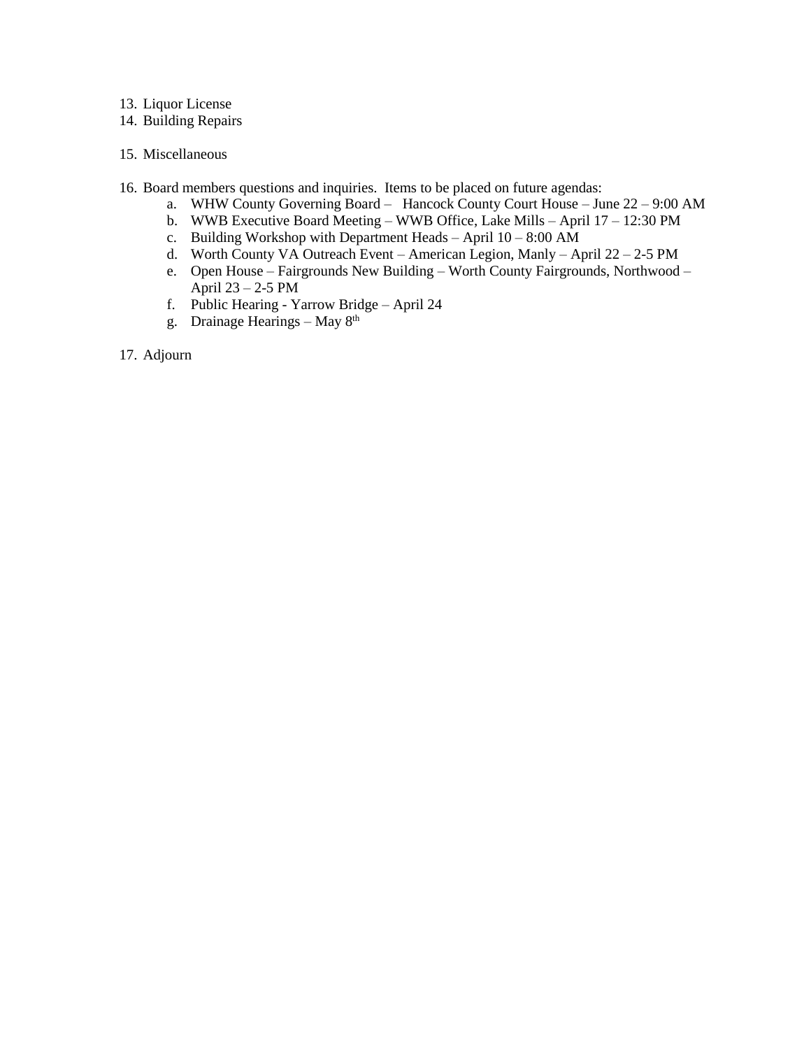13. Liquor License
14. Building Repairs

15. Miscellaneous

16. Board members questions and inquiries. Items to be placed on future agendas:
    a. WHW County Governing Board – Hancock County Court House – June 22 – 9:00 AM
    b. WWB Executive Board Meeting – WWB Office, Lake Mills – April 17 – 12:30 PM
    c. Building Workshop with Department Heads – April 10 – 8:00 AM
    d. Worth County VA Outreach Event – American Legion, Manly – April 22 – 2-5 PM
    e. Open House – Fairgrounds New Building – Worth County Fairgrounds, Northwood – April 23 – 2-5 PM
    f. Public Hearing - Yarrow Bridge – April 24
    g. Drainage Hearings – May 8th

17. Adjourn